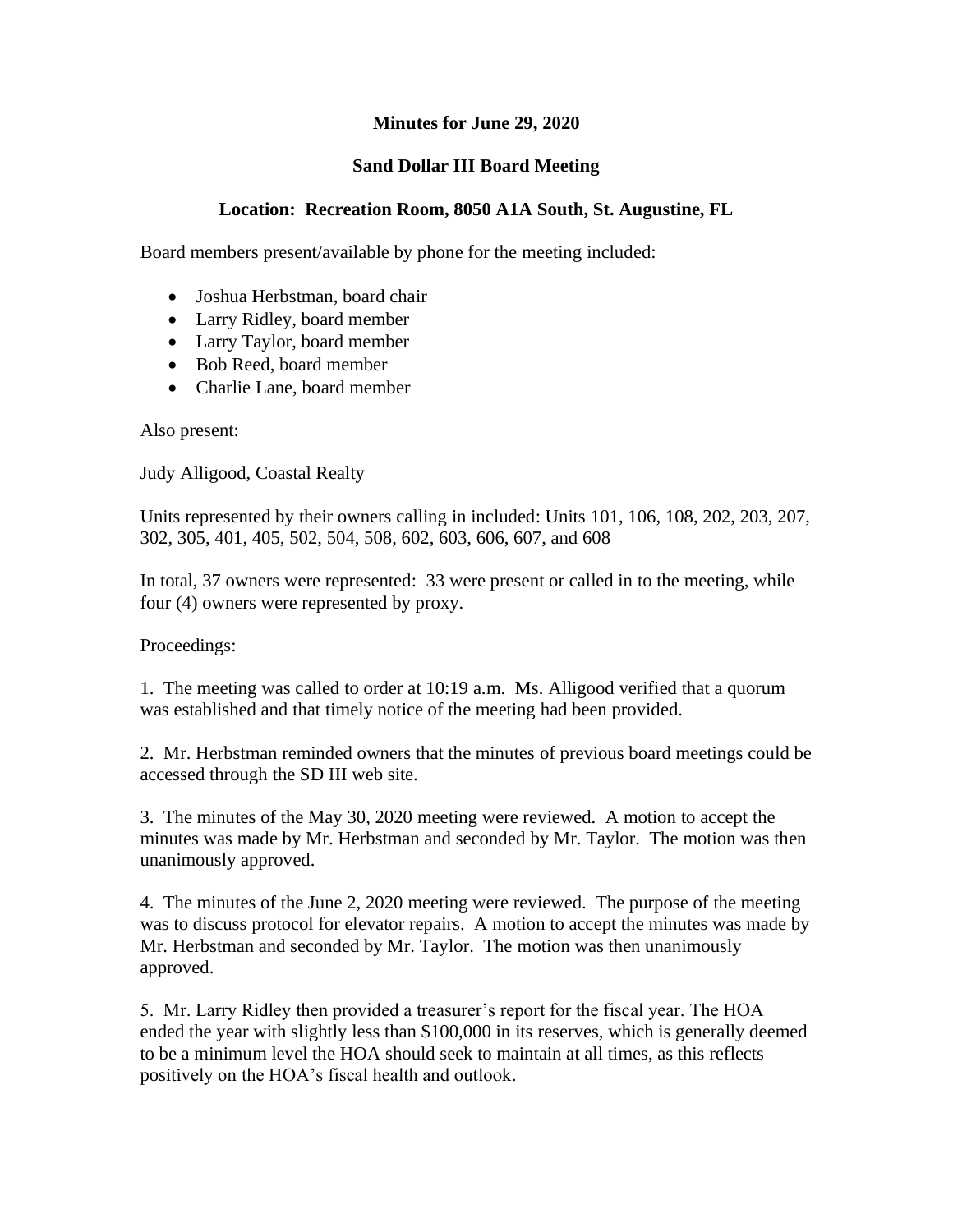**Minutes for June 29, 2020**

**Sand Dollar III Board Meeting**

**Location: Recreation Room, 8050 A1A South, St. Augustine, FL**

Board members present/available by phone for the meeting included:

- Joshua Herbstman, board chair
- Larry Ridley, board member
- Larry Taylor, board member
- Bob Reed, board member
- Charlie Lane, board member

Also present:

Judy Alligood, Coastal Realty

Units represented by their owners calling in included: Units 101, 106, 108, 202, 203, 207, 302, 305, 401, 405, 502, 504, 508, 602, 603, 606, 607, and 608

In total, 37 owners were represented: 33 were present or called in to the meeting, while four (4) owners were represented by proxy.

Proceedings:

1. The meeting was called to order at 10:19 a.m. Ms. Alligood verified that a quorum was established and that timely notice of the meeting had been provided.

2. Mr. Herbstman reminded owners that the minutes of previous board meetings could be accessed through the SD III web site.

3. The minutes of the May 30, 2020 meeting were reviewed. A motion to accept the minutes was made by Mr. Herbstman and seconded by Mr. Taylor. The motion was then unanimously approved.

4. The minutes of the June 2, 2020 meeting were reviewed. The purpose of the meeting was to discuss protocol for elevator repairs. A motion to accept the minutes was made by Mr. Herbstman and seconded by Mr. Taylor. The motion was then unanimously approved.

5. Mr. Larry Ridley then provided a treasurer's report for the fiscal year. The HOA ended the year with slightly less than $100,000 in its reserves, which is generally deemed to be a minimum level the HOA should seek to maintain at all times, as this reflects positively on the HOA's fiscal health and outlook.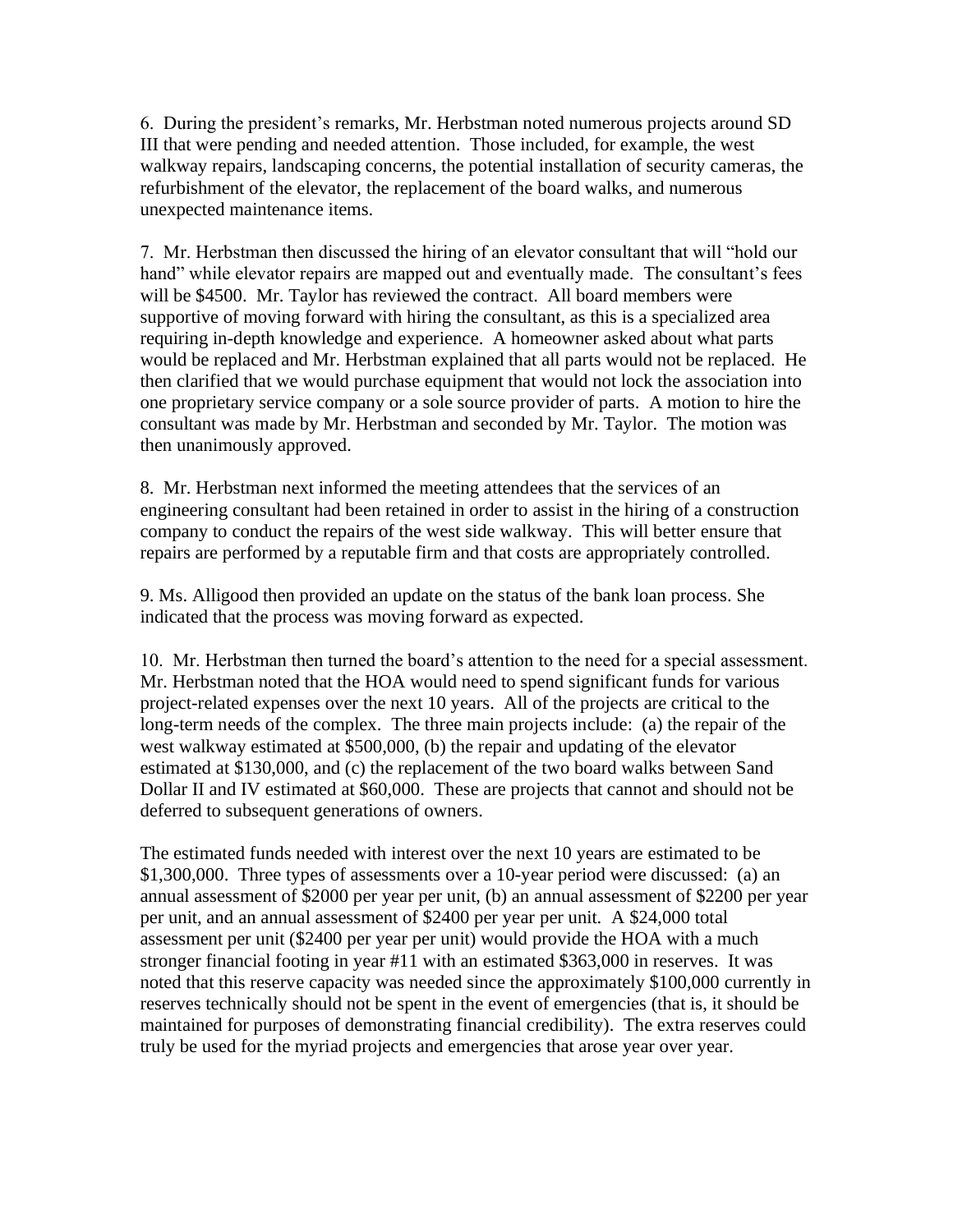6. During the president's remarks, Mr. Herbstman noted numerous projects around SD III that were pending and needed attention. Those included, for example, the west walkway repairs, landscaping concerns, the potential installation of security cameras, the refurbishment of the elevator, the replacement of the board walks, and numerous unexpected maintenance items.

7. Mr. Herbstman then discussed the hiring of an elevator consultant that will "hold our hand" while elevator repairs are mapped out and eventually made. The consultant's fees will be $4500. Mr. Taylor has reviewed the contract. All board members were supportive of moving forward with hiring the consultant, as this is a specialized area requiring in-depth knowledge and experience. A homeowner asked about what parts would be replaced and Mr. Herbstman explained that all parts would not be replaced. He then clarified that we would purchase equipment that would not lock the association into one proprietary service company or a sole source provider of parts. A motion to hire the consultant was made by Mr. Herbstman and seconded by Mr. Taylor. The motion was then unanimously approved.

8. Mr. Herbstman next informed the meeting attendees that the services of an engineering consultant had been retained in order to assist in the hiring of a construction company to conduct the repairs of the west side walkway. This will better ensure that repairs are performed by a reputable firm and that costs are appropriately controlled.

9. Ms. Alligood then provided an update on the status of the bank loan process. She indicated that the process was moving forward as expected.

10. Mr. Herbstman then turned the board's attention to the need for a special assessment. Mr. Herbstman noted that the HOA would need to spend significant funds for various project-related expenses over the next 10 years. All of the projects are critical to the long-term needs of the complex. The three main projects include: (a) the repair of the west walkway estimated at $500,000, (b) the repair and updating of the elevator estimated at $130,000, and (c) the replacement of the two board walks between Sand Dollar II and IV estimated at $60,000. These are projects that cannot and should not be deferred to subsequent generations of owners.

The estimated funds needed with interest over the next 10 years are estimated to be $1,300,000. Three types of assessments over a 10-year period were discussed: (a) an annual assessment of $2000 per year per unit, (b) an annual assessment of $2200 per year per unit, and an annual assessment of $2400 per year per unit. A $24,000 total assessment per unit ($2400 per year per unit) would provide the HOA with a much stronger financial footing in year #11 with an estimated $363,000 in reserves. It was noted that this reserve capacity was needed since the approximately $100,000 currently in reserves technically should not be spent in the event of emergencies (that is, it should be maintained for purposes of demonstrating financial credibility). The extra reserves could truly be used for the myriad projects and emergencies that arose year over year.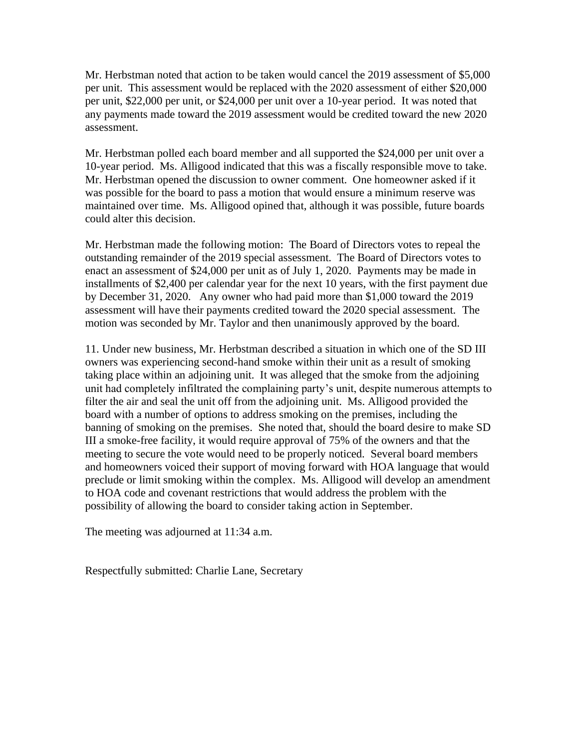Mr. Herbstman noted that action to be taken would cancel the 2019 assessment of $5,000 per unit. This assessment would be replaced with the 2020 assessment of either $20,000 per unit, $22,000 per unit, or $24,000 per unit over a 10-year period. It was noted that any payments made toward the 2019 assessment would be credited toward the new 2020 assessment.

Mr. Herbstman polled each board member and all supported the $24,000 per unit over a 10-year period. Ms. Alligood indicated that this was a fiscally responsible move to take. Mr. Herbstman opened the discussion to owner comment. One homeowner asked if it was possible for the board to pass a motion that would ensure a minimum reserve was maintained over time. Ms. Alligood opined that, although it was possible, future boards could alter this decision.

Mr. Herbstman made the following motion: The Board of Directors votes to repeal the outstanding remainder of the 2019 special assessment. The Board of Directors votes to enact an assessment of $24,000 per unit as of July 1, 2020. Payments may be made in installments of $2,400 per calendar year for the next 10 years, with the first payment due by December 31, 2020. Any owner who had paid more than $1,000 toward the 2019 assessment will have their payments credited toward the 2020 special assessment. The motion was seconded by Mr. Taylor and then unanimously approved by the board.

11. Under new business, Mr. Herbstman described a situation in which one of the SD III owners was experiencing second-hand smoke within their unit as a result of smoking taking place within an adjoining unit. It was alleged that the smoke from the adjoining unit had completely infiltrated the complaining party's unit, despite numerous attempts to filter the air and seal the unit off from the adjoining unit. Ms. Alligood provided the board with a number of options to address smoking on the premises, including the banning of smoking on the premises. She noted that, should the board desire to make SD III a smoke-free facility, it would require approval of 75% of the owners and that the meeting to secure the vote would need to be properly noticed. Several board members and homeowners voiced their support of moving forward with HOA language that would preclude or limit smoking within the complex. Ms. Alligood will develop an amendment to HOA code and covenant restrictions that would address the problem with the possibility of allowing the board to consider taking action in September.

The meeting was adjourned at 11:34 a.m.

Respectfully submitted: Charlie Lane, Secretary